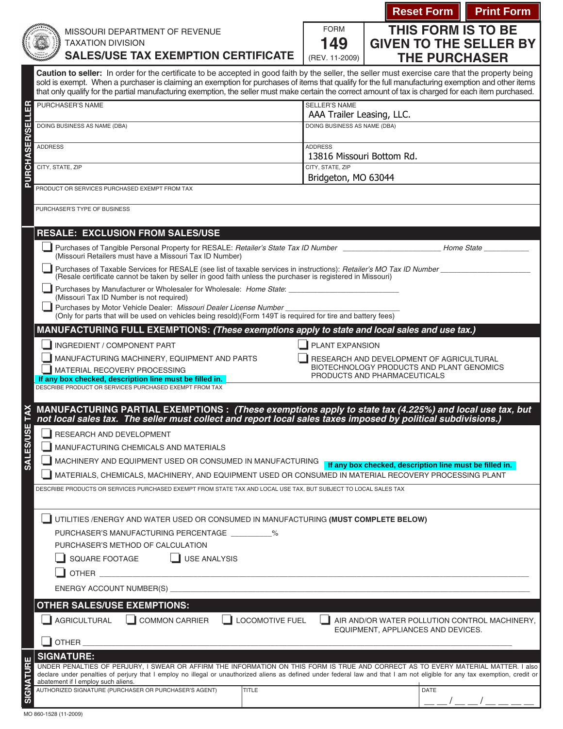**Reset Form** **Print Form**

MISSOURI DEPARTMENT OF REVENUE
TAXATION DIVISION

# SALES/USE TAX EXEMPTION CERTIFICATE

FORM **149** (REV. 11-2009)

**THIS FORM IS TO BE GIVEN TO THE SELLER BY THE PURCHASER**

**Caution to seller:** In order for the certificate to be accepted in good faith by the seller, the seller must exercise care that the property being sold is exempt. When a purchaser is claiming an exemption for purchases of items that qualify for the full manufacturing exemption and other items that only qualify for the partial manufacturing exemption, the seller must make certain the correct amount of tax is charged for each item purchased.

## PURCHASER/SELLER

| PURCHASER'S NAME | SELLER'S NAME: AAA Trailer Leasing, LLC. |
|---|---|
| DOING BUSINESS AS NAME (DBA) | DOING BUSINESS AS NAME (DBA) |
| ADDRESS | ADDRESS: 13816 Missouri Bottom Rd. |
| CITY, STATE, ZIP | CITY, STATE, ZIP: Bridgeton, MO 63044 |

PRODUCT OR SERVICES PURCHASED EXEMPT FROM TAX

PURCHASER'S TYPE OF BUSINESS

## SALES/USE TAX

### RESALE: EXCLUSION FROM SALES/USE

- ☐ Purchases of Tangible Personal Property for RESALE: *Retailer's State Tax ID Number* ____________ *Home State* ________
  (Missouri Retailers must have a Missouri Tax ID Number)
- ☐ Purchases of Taxable Services for RESALE (see list of taxable services in instructions): *Retailer's MO Tax ID Number* ____________
  (Resale certificate cannot be taken by seller in good faith unless the purchaser is registered in Missouri)
- ☐ Purchases by Manufacturer or Wholesaler for Wholesale: *Home State*: ____________
  (Missouri Tax ID Number is not required)
- ☐ Purchases by Motor Vehicle Dealer: *Missouri Dealer License Number* ____________
  (Only for parts that will be used on vehicles being resold)(Form 149T is required for tire and battery fees)

### MANUFACTURING FULL EXEMPTIONS: *(These exemptions apply to state and local sales and use tax.)*

- ☐ INGREDIENT / COMPONENT PART
- ☐ MANUFACTURING MACHINERY, EQUIPMENT AND PARTS
- ☐ MATERIAL RECOVERY PROCESSING
- ☐ PLANT EXPANSION
- ☐ RESEARCH AND DEVELOPMENT OF AGRICULTURAL BIOTECHNOLOGY PRODUCTS AND PLANT GENOMICS PRODUCTS AND PHARMACEUTICALS

**If any box checked, description line must be filled in.**

DESCRIBE PRODUCT OR SERVICES PURCHASED EXEMPT FROM TAX

### MANUFACTURING PARTIAL EXEMPTIONS : *(These exemptions apply to state tax (4.225%) and local use tax, but not local sales tax. The seller must collect and report local sales taxes imposed by political subdivisions.)*

- ☐ RESEARCH AND DEVELOPMENT
- ☐ MANUFACTURING CHEMICALS AND MATERIALS
- ☐ MACHINERY AND EQUIPMENT USED OR CONSUMED IN MANUFACTURING
- ☐ MATERIALS, CHEMICALS, MACHINERY, AND EQUIPMENT USED OR CONSUMED IN MATERIAL RECOVERY PROCESSING PLANT

**If any box checked, description line must be filled in.**

DESCRIBE PRODUCTS OR SERVICES PURCHASED EXEMPT FROM STATE TAX AND LOCAL USE TAX, BUT SUBJECT TO LOCAL SALES TAX

- ☐ UTILITIES /ENERGY AND WATER USED OR CONSUMED IN MANUFACTURING **(MUST COMPLETE BELOW)**

PURCHASER'S MANUFACTURING PERCENTAGE ________%

PURCHASER'S METHOD OF CALCULATION

- ☐ SQUARE FOOTAGE
- ☐ USE ANALYSIS
- ☐ OTHER ____________

ENERGY ACCOUNT NUMBER(S) ____________

### OTHER SALES/USE EXEMPTIONS:

- ☐ AGRICULTURAL
- ☐ COMMON CARRIER
- ☐ LOCOMOTIVE FUEL
- ☐ AIR AND/OR WATER POLLUTION CONTROL MACHINERY, EQUIPMENT, APPLIANCES AND DEVICES.
- ☐ OTHER ____________

## SIGNATURE:

UNDER PENALTIES OF PERJURY, I SWEAR OR AFFIRM THE INFORMATION ON THIS FORM IS TRUE AND CORRECT AS TO EVERY MATERIAL MATTER. I also declare under penalties of perjury that I employ no illegal or unauthorized aliens as defined under federal law and that I am not eligible for any tax exemption, credit or abatement if I employ such aliens.

| AUTHORIZED SIGNATURE (PURCHASER OR PURCHASER'S AGENT) | TITLE | DATE |
|---|---|---|
| | | __ __ / __ __ / __ __ __ __ |

MO 860-1528 (11-2009)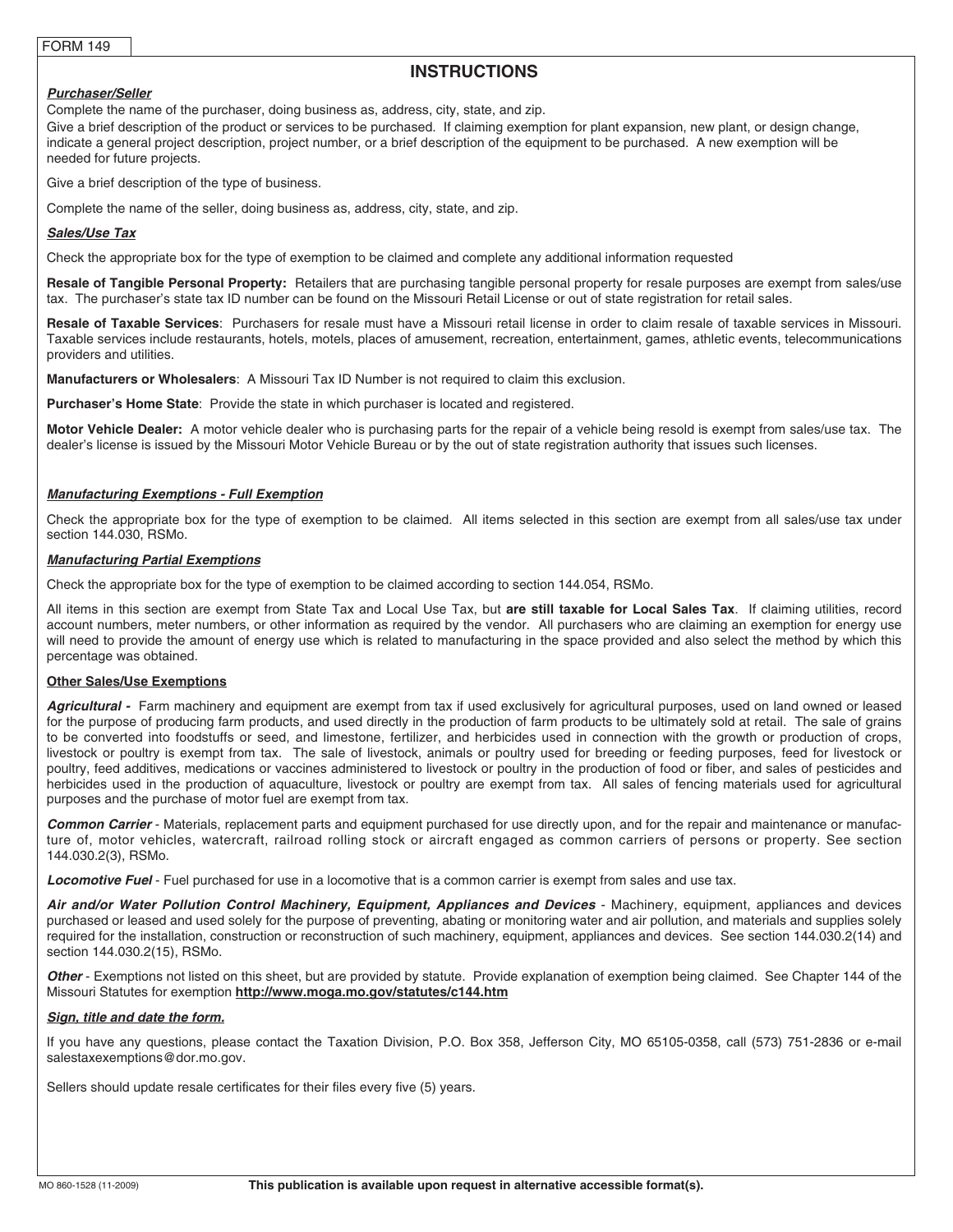FORM 149

# INSTRUCTIONS

***Purchaser/Seller***

Complete the name of the purchaser, doing business as, address, city, state, and zip.

Give a brief description of the product or services to be purchased. If claiming exemption for plant expansion, new plant, or design change, indicate a general project description, project number, or a brief description of the equipment to be purchased. A new exemption will be needed for future projects.

Give a brief description of the type of business.

Complete the name of the seller, doing business as, address, city, state, and zip.

***Sales/Use Tax***

Check the appropriate box for the type of exemption to be claimed and complete any additional information requested

**Resale of Tangible Personal Property:** Retailers that are purchasing tangible personal property for resale purposes are exempt from sales/use tax. The purchaser's state tax ID number can be found on the Missouri Retail License or out of state registration for retail sales.

**Resale of Taxable Services**: Purchasers for resale must have a Missouri retail license in order to claim resale of taxable services in Missouri. Taxable services include restaurants, hotels, motels, places of amusement, recreation, entertainment, games, athletic events, telecommunications providers and utilities.

**Manufacturers or Wholesalers**: A Missouri Tax ID Number is not required to claim this exclusion.

**Purchaser's Home State**: Provide the state in which purchaser is located and registered.

**Motor Vehicle Dealer:** A motor vehicle dealer who is purchasing parts for the repair of a vehicle being resold is exempt from sales/use tax. The dealer's license is issued by the Missouri Motor Vehicle Bureau or by the out of state registration authority that issues such licenses.

***Manufacturing Exemptions - Full Exemption***

Check the appropriate box for the type of exemption to be claimed. All items selected in this section are exempt from all sales/use tax under section 144.030, RSMo.

***Manufacturing Partial Exemptions***

Check the appropriate box for the type of exemption to be claimed according to section 144.054, RSMo.

All items in this section are exempt from State Tax and Local Use Tax, but **are still taxable for Local Sales Tax**. If claiming utilities, record account numbers, meter numbers, or other information as required by the vendor. All purchasers who are claiming an exemption for energy use will need to provide the amount of energy use which is related to manufacturing in the space provided and also select the method by which this percentage was obtained.

**Other Sales/Use Exemptions**

***Agricultural -*** Farm machinery and equipment are exempt from tax if used exclusively for agricultural purposes, used on land owned or leased for the purpose of producing farm products, and used directly in the production of farm products to be ultimately sold at retail. The sale of grains to be converted into foodstuffs or seed, and limestone, fertilizer, and herbicides used in connection with the growth or production of crops, livestock or poultry is exempt from tax. The sale of livestock, animals or poultry used for breeding or feeding purposes, feed for livestock or poultry, feed additives, medications or vaccines administered to livestock or poultry in the production of food or fiber, and sales of pesticides and herbicides used in the production of aquaculture, livestock or poultry are exempt from tax. All sales of fencing materials used for agricultural purposes and the purchase of motor fuel are exempt from tax.

***Common Carrier*** - Materials, replacement parts and equipment purchased for use directly upon, and for the repair and maintenance or manufacture of, motor vehicles, watercraft, railroad rolling stock or aircraft engaged as common carriers of persons or property. See section 144.030.2(3), RSMo.

***Locomotive Fuel*** - Fuel purchased for use in a locomotive that is a common carrier is exempt from sales and use tax.

***Air and/or Water Pollution Control Machinery, Equipment, Appliances and Devices*** - Machinery, equipment, appliances and devices purchased or leased and used solely for the purpose of preventing, abating or monitoring water and air pollution, and materials and supplies solely required for the installation, construction or reconstruction of such machinery, equipment, appliances and devices. See section 144.030.2(14) and section 144.030.2(15), RSMo.

***Other*** - Exemptions not listed on this sheet, but are provided by statute. Provide explanation of exemption being claimed. See Chapter 144 of the Missouri Statutes for exemption **http://www.moga.mo.gov/statutes/c144.htm**

***Sign, title and date the form.***

If you have any questions, please contact the Taxation Division, P.O. Box 358, Jefferson City, MO 65105-0358, call (573) 751-2836 or e-mail salestaxexemptions@dor.mo.gov.

Sellers should update resale certificates for their files every five (5) years.

MO 860-1528 (11-2009)

**This publication is available upon request in alternative accessible format(s).**